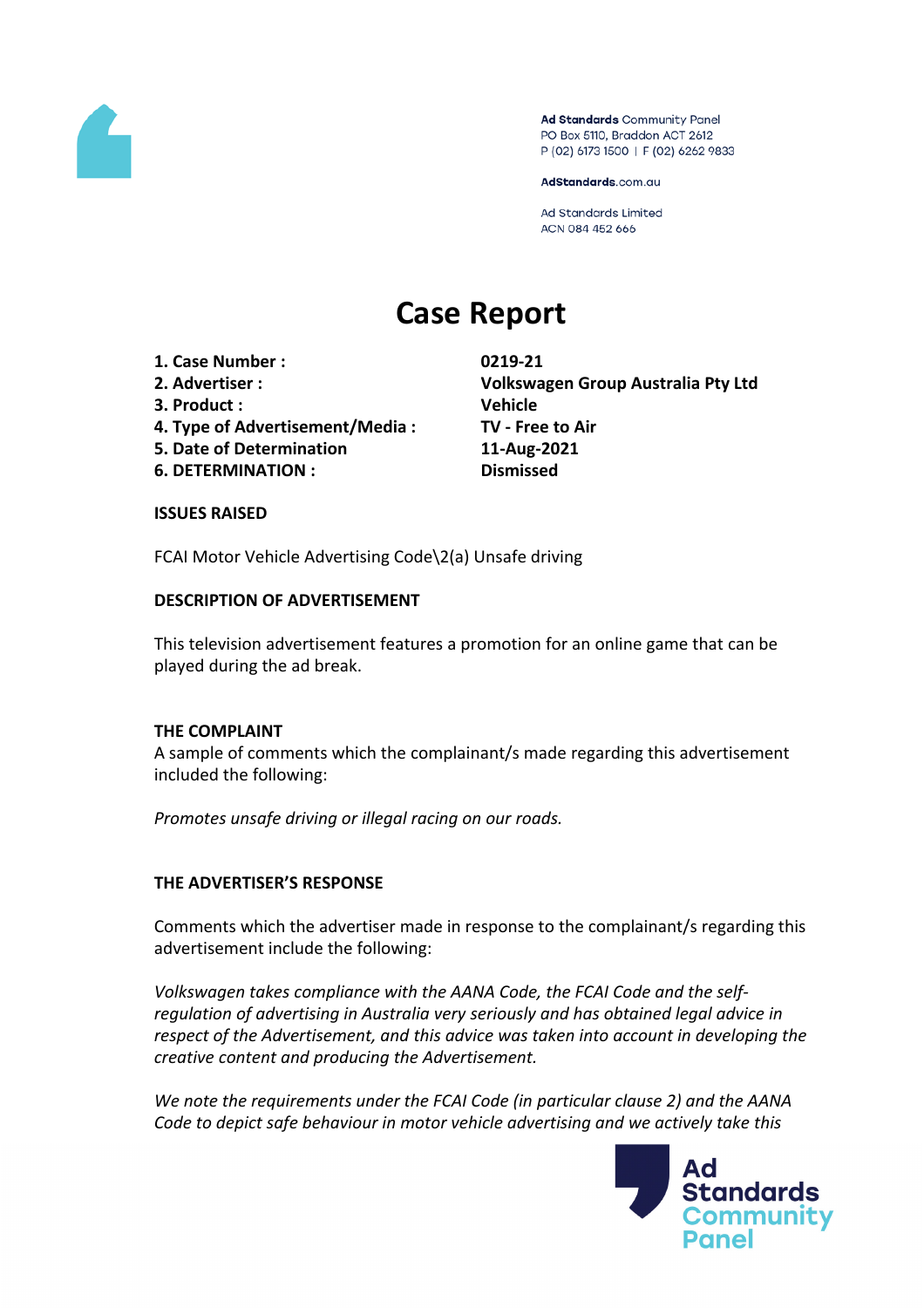Ad Standards Community Panel
PO Box 5110, Braddon ACT 2612
P (02) 6173 1500 | F (02) 6262 9833

AdStandards.com.au

Ad Standards Limited
ACN 084 452 666

# Case Report

| | |
|---|---|
| **1. Case Number :** | **0219-21** |
| **2. Advertiser :** | **Volkswagen Group Australia Pty Ltd** |
| **3. Product :** | **Vehicle** |
| **4. Type of Advertisement/Media :** | **TV - Free to Air** |
| **5. Date of Determination** | **11-Aug-2021** |
| **6. DETERMINATION :** | **Dismissed** |

**ISSUES RAISED**

FCAI Motor Vehicle Advertising Code\2(a) Unsafe driving

**DESCRIPTION OF ADVERTISEMENT**

This television advertisement features a promotion for an online game that can be played during the ad break.

**THE COMPLAINT**

A sample of comments which the complainant/s made regarding this advertisement included the following:

*Promotes unsafe driving or illegal racing on our roads.*

**THE ADVERTISER'S RESPONSE**

Comments which the advertiser made in response to the complainant/s regarding this advertisement include the following:

*Volkswagen takes compliance with the AANA Code, the FCAI Code and the self-regulation of advertising in Australia very seriously and has obtained legal advice in respect of the Advertisement, and this advice was taken into account in developing the creative content and producing the Advertisement.*

*We note the requirements under the FCAI Code (in particular clause 2) and the AANA Code to depict safe behaviour in motor vehicle advertising and we actively take this*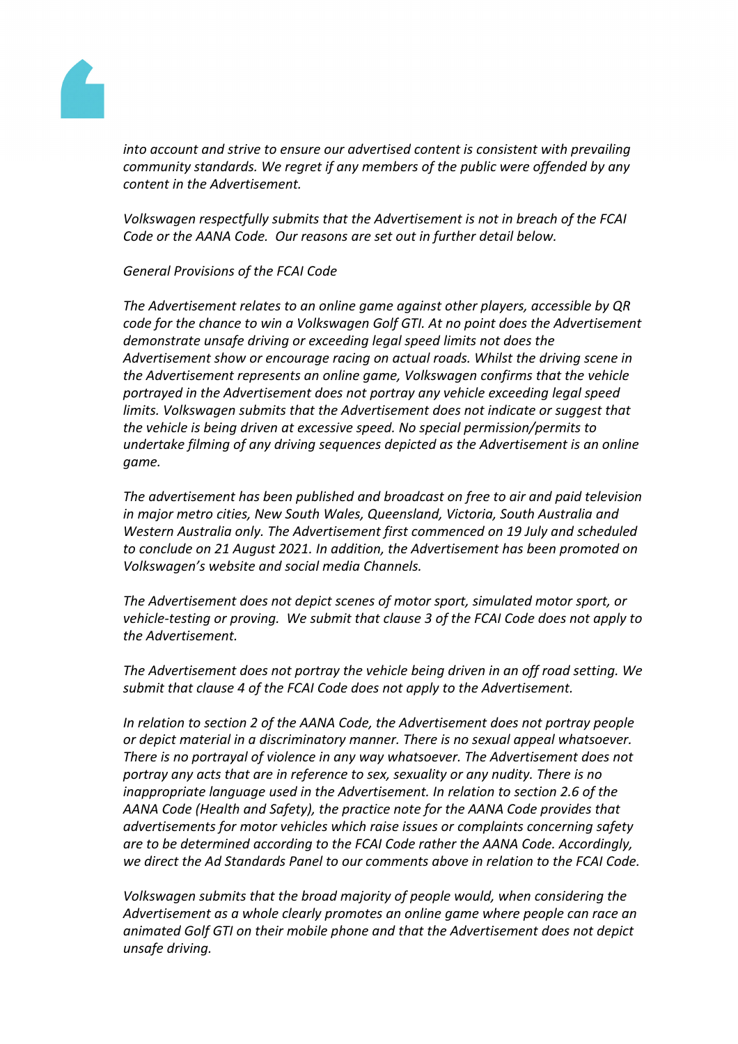*into account and strive to ensure our advertised content is consistent with prevailing community standards. We regret if any members of the public were offended by any content in the Advertisement.*

*Volkswagen respectfully submits that the Advertisement is not in breach of the FCAI Code or the AANA Code. Our reasons are set out in further detail below.*

*General Provisions of the FCAI Code*

*The Advertisement relates to an online game against other players, accessible by QR code for the chance to win a Volkswagen Golf GTI. At no point does the Advertisement demonstrate unsafe driving or exceeding legal speed limits not does the Advertisement show or encourage racing on actual roads. Whilst the driving scene in the Advertisement represents an online game, Volkswagen confirms that the vehicle portrayed in the Advertisement does not portray any vehicle exceeding legal speed limits. Volkswagen submits that the Advertisement does not indicate or suggest that the vehicle is being driven at excessive speed. No special permission/permits to undertake filming of any driving sequences depicted as the Advertisement is an online game.*

*The advertisement has been published and broadcast on free to air and paid television in major metro cities, New South Wales, Queensland, Victoria, South Australia and Western Australia only. The Advertisement first commenced on 19 July and scheduled to conclude on 21 August 2021. In addition, the Advertisement has been promoted on Volkswagen's website and social media Channels.*

*The Advertisement does not depict scenes of motor sport, simulated motor sport, or vehicle-testing or proving. We submit that clause 3 of the FCAI Code does not apply to the Advertisement.*

*The Advertisement does not portray the vehicle being driven in an off road setting. We submit that clause 4 of the FCAI Code does not apply to the Advertisement.*

*In relation to section 2 of the AANA Code, the Advertisement does not portray people or depict material in a discriminatory manner. There is no sexual appeal whatsoever. There is no portrayal of violence in any way whatsoever. The Advertisement does not portray any acts that are in reference to sex, sexuality or any nudity. There is no inappropriate language used in the Advertisement. In relation to section 2.6 of the AANA Code (Health and Safety), the practice note for the AANA Code provides that advertisements for motor vehicles which raise issues or complaints concerning safety are to be determined according to the FCAI Code rather the AANA Code. Accordingly, we direct the Ad Standards Panel to our comments above in relation to the FCAI Code.*

*Volkswagen submits that the broad majority of people would, when considering the Advertisement as a whole clearly promotes an online game where people can race an animated Golf GTI on their mobile phone and that the Advertisement does not depict unsafe driving.*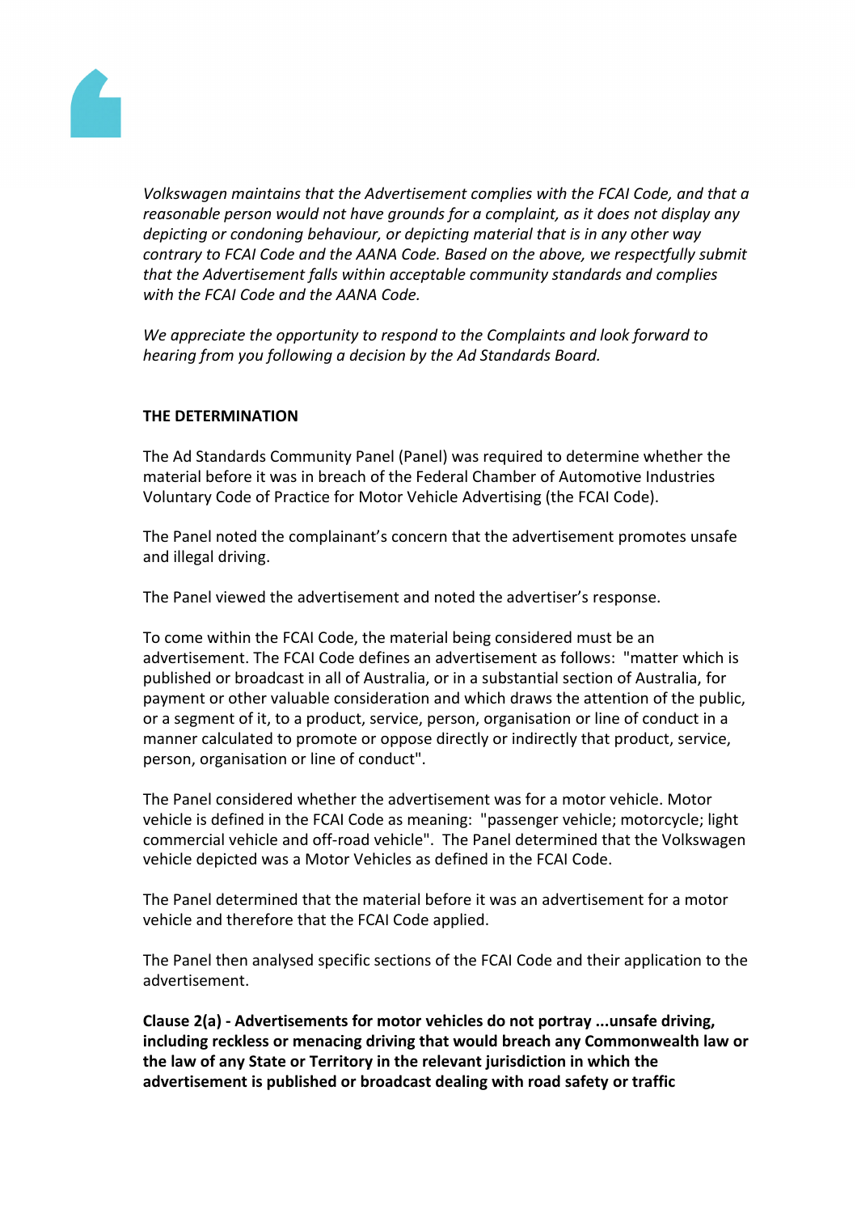*Volkswagen maintains that the Advertisement complies with the FCAI Code, and that a reasonable person would not have grounds for a complaint, as it does not display any depicting or condoning behaviour, or depicting material that is in any other way contrary to FCAI Code and the AANA Code. Based on the above, we respectfully submit that the Advertisement falls within acceptable community standards and complies with the FCAI Code and the AANA Code.*

*We appreciate the opportunity to respond to the Complaints and look forward to hearing from you following a decision by the Ad Standards Board.*

**THE DETERMINATION**

The Ad Standards Community Panel (Panel) was required to determine whether the material before it was in breach of the Federal Chamber of Automotive Industries Voluntary Code of Practice for Motor Vehicle Advertising (the FCAI Code).

The Panel noted the complainant's concern that the advertisement promotes unsafe and illegal driving.

The Panel viewed the advertisement and noted the advertiser's response.

To come within the FCAI Code, the material being considered must be an advertisement. The FCAI Code defines an advertisement as follows: "matter which is published or broadcast in all of Australia, or in a substantial section of Australia, for payment or other valuable consideration and which draws the attention of the public, or a segment of it, to a product, service, person, organisation or line of conduct in a manner calculated to promote or oppose directly or indirectly that product, service, person, organisation or line of conduct".

The Panel considered whether the advertisement was for a motor vehicle. Motor vehicle is defined in the FCAI Code as meaning: "passenger vehicle; motorcycle; light commercial vehicle and off-road vehicle". The Panel determined that the Volkswagen vehicle depicted was a Motor Vehicles as defined in the FCAI Code.

The Panel determined that the material before it was an advertisement for a motor vehicle and therefore that the FCAI Code applied.

The Panel then analysed specific sections of the FCAI Code and their application to the advertisement.

**Clause 2(a) - Advertisements for motor vehicles do not portray ...unsafe driving, including reckless or menacing driving that would breach any Commonwealth law or the law of any State or Territory in the relevant jurisdiction in which the advertisement is published or broadcast dealing with road safety or traffic**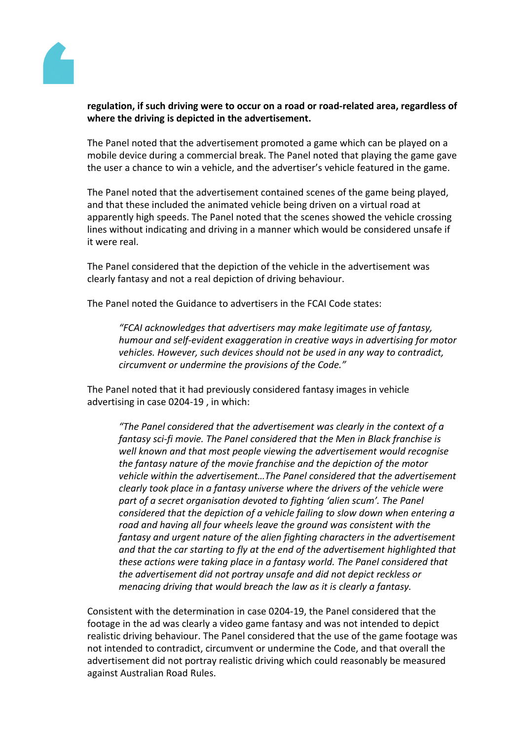**regulation, if such driving were to occur on a road or road-related area, regardless of where the driving is depicted in the advertisement.**

The Panel noted that the advertisement promoted a game which can be played on a mobile device during a commercial break. The Panel noted that playing the game gave the user a chance to win a vehicle, and the advertiser's vehicle featured in the game.

The Panel noted that the advertisement contained scenes of the game being played, and that these included the animated vehicle being driven on a virtual road at apparently high speeds. The Panel noted that the scenes showed the vehicle crossing lines without indicating and driving in a manner which would be considered unsafe if it were real.

The Panel considered that the depiction of the vehicle in the advertisement was clearly fantasy and not a real depiction of driving behaviour.

The Panel noted the Guidance to advertisers in the FCAI Code states:

> *"FCAI acknowledges that advertisers may make legitimate use of fantasy, humour and self-evident exaggeration in creative ways in advertising for motor vehicles. However, such devices should not be used in any way to contradict, circumvent or undermine the provisions of the Code."*

The Panel noted that it had previously considered fantasy images in vehicle advertising in case 0204-19 , in which:

> *"The Panel considered that the advertisement was clearly in the context of a fantasy sci-fi movie. The Panel considered that the Men in Black franchise is well known and that most people viewing the advertisement would recognise the fantasy nature of the movie franchise and the depiction of the motor vehicle within the advertisement…The Panel considered that the advertisement clearly took place in a fantasy universe where the drivers of the vehicle were part of a secret organisation devoted to fighting 'alien scum'. The Panel considered that the depiction of a vehicle failing to slow down when entering a road and having all four wheels leave the ground was consistent with the fantasy and urgent nature of the alien fighting characters in the advertisement and that the car starting to fly at the end of the advertisement highlighted that these actions were taking place in a fantasy world. The Panel considered that the advertisement did not portray unsafe and did not depict reckless or menacing driving that would breach the law as it is clearly a fantasy.*

Consistent with the determination in case 0204-19, the Panel considered that the footage in the ad was clearly a video game fantasy and was not intended to depict realistic driving behaviour. The Panel considered that the use of the game footage was not intended to contradict, circumvent or undermine the Code, and that overall the advertisement did not portray realistic driving which could reasonably be measured against Australian Road Rules.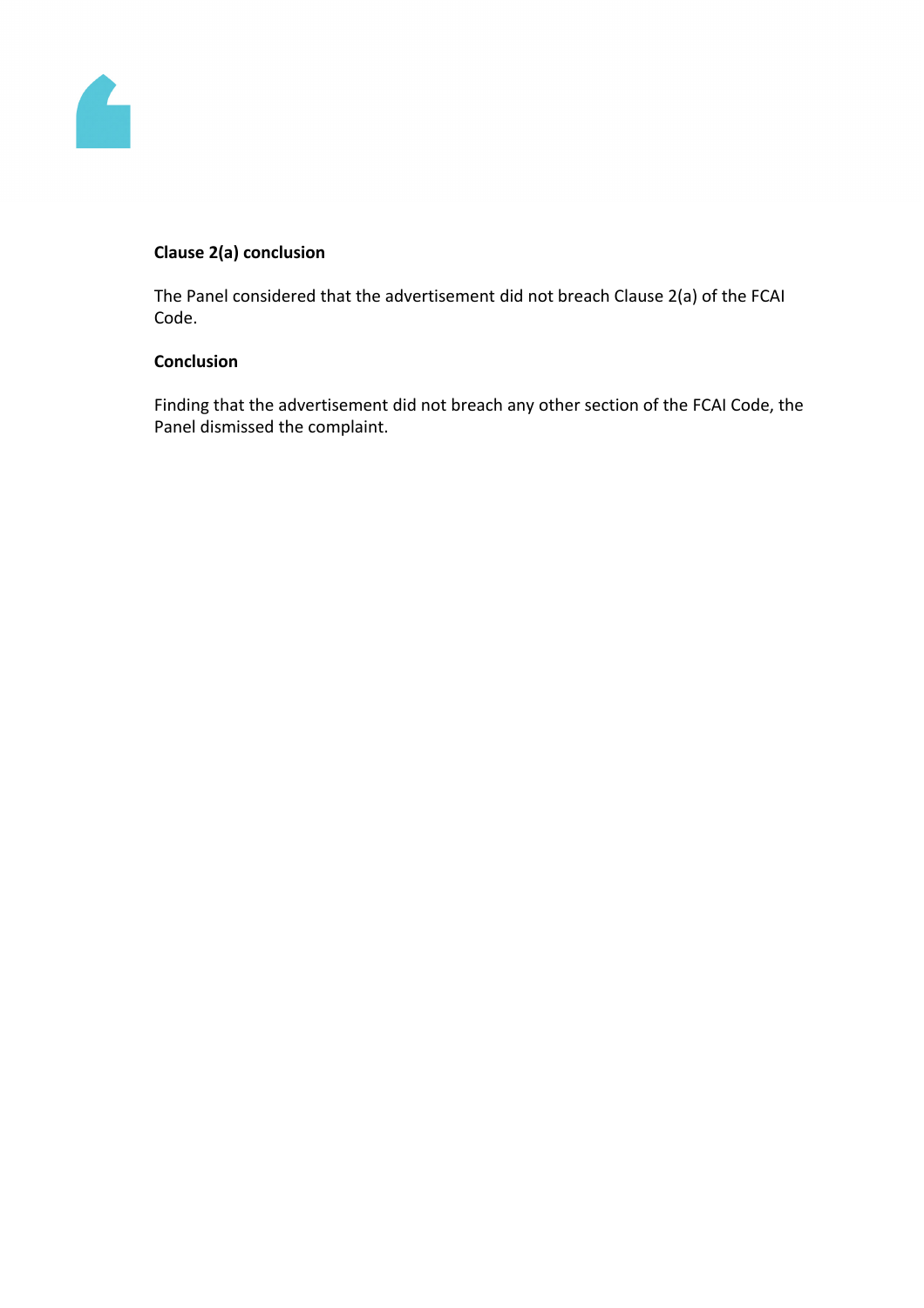**Clause 2(a) conclusion**

The Panel considered that the advertisement did not breach Clause 2(a) of the FCAI Code.

**Conclusion**

Finding that the advertisement did not breach any other section of the FCAI Code, the Panel dismissed the complaint.